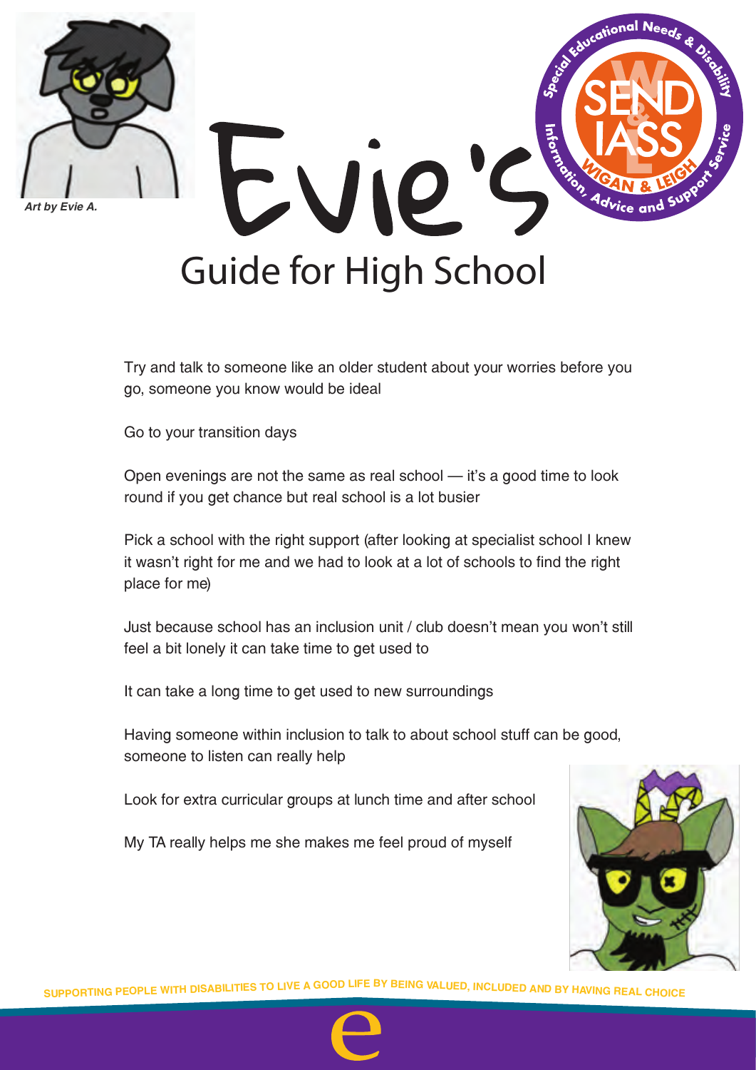*Art by Evie A.*

# Evie's Guide for High School

Try and talk to someone like an older student about your worries before you go, someone you know would be ideal

Go to your transition days

Open evenings are not the same as real school — it's a good time to look round if you get chance but real school is a lot busier

Pick a school with the right support (after looking at specialist school I knew it wasn't right for me and we had to look at a lot of schools to find the right place for me)

Just because school has an inclusion unit / club doesn't mean you won't still feel a bit lonely it can take time to get used to

It can take a long time to get used to new surroundings

Having someone within inclusion to talk to about school stuff can be good, someone to listen can really help

Look for extra curricular groups at lunch time and after school

My TA really helps me she makes me feel proud of myself

SUPPORTING PEOPLE WITH DISABILITIES TO LIVE A GOOD LIFE BY BEING VALUED, INCLUDED AND BY HAVING REAL CHOICE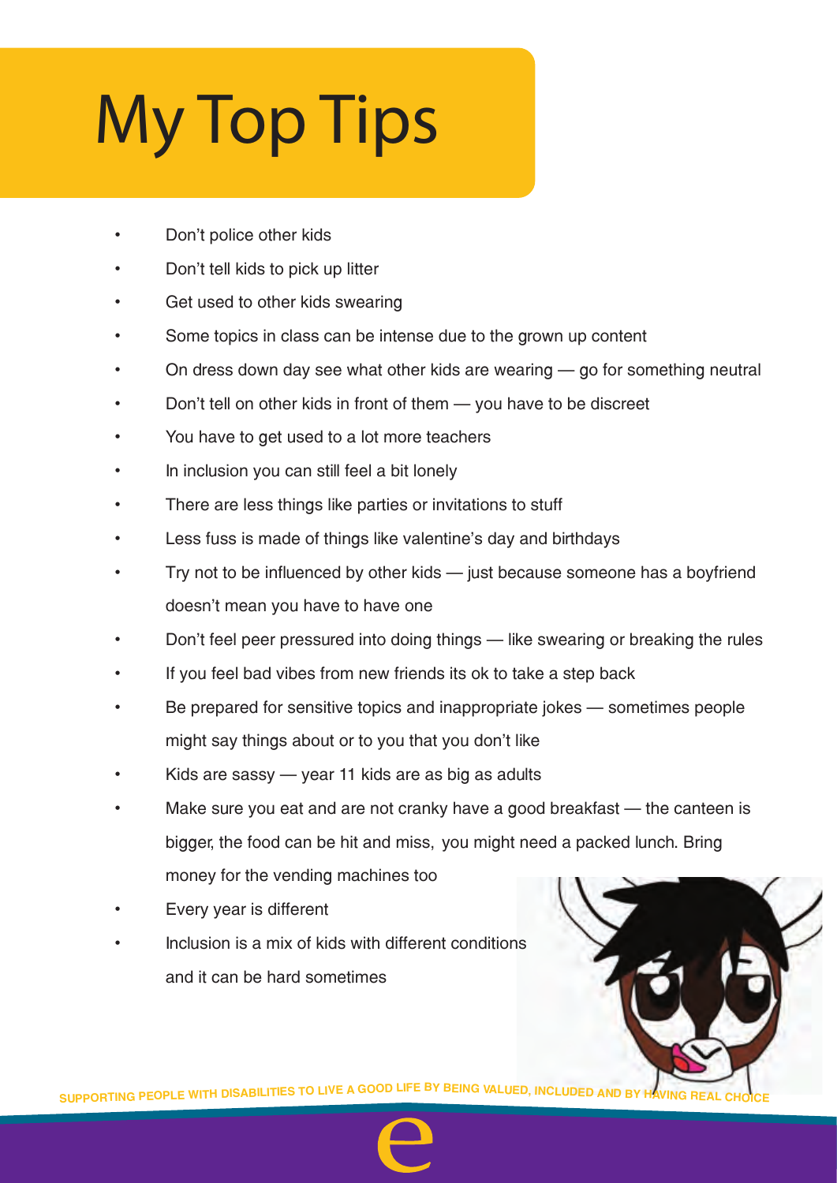# My Top Tips

- Don't police other kids
- Don't tell kids to pick up litter
- Get used to other kids swearing
- Some topics in class can be intense due to the grown up content
- On dress down day see what other kids are wearing — go for something neutral
- Don't tell on other kids in front of them — you have to be discreet
- You have to get used to a lot more teachers
- In inclusion you can still feel a bit lonely
- There are less things like parties or invitations to stuff
- Less fuss is made of things like valentine's day and birthdays
- Try not to be influenced by other kids — just because someone has a boyfriend doesn't mean you have to have one
- Don't feel peer pressured into doing things — like swearing or breaking the rules
- If you feel bad vibes from new friends its ok to take a step back
- Be prepared for sensitive topics and inappropriate jokes — sometimes people might say things about or to you that you don't like
- Kids are sassy — year 11 kids are as big as adults
- Make sure you eat and are not cranky have a good breakfast — the canteen is bigger, the food can be hit and miss, you might need a packed lunch. Bring money for the vending machines too
- Every year is different
- Inclusion is a mix of kids with different conditions and it can be hard sometimes

SUPPORTING PEOPLE WITH DISABILITIES TO LIVE A GOOD LIFE BY BEING VALUED, INCLUDED AND BY HAVING REAL CHOICE